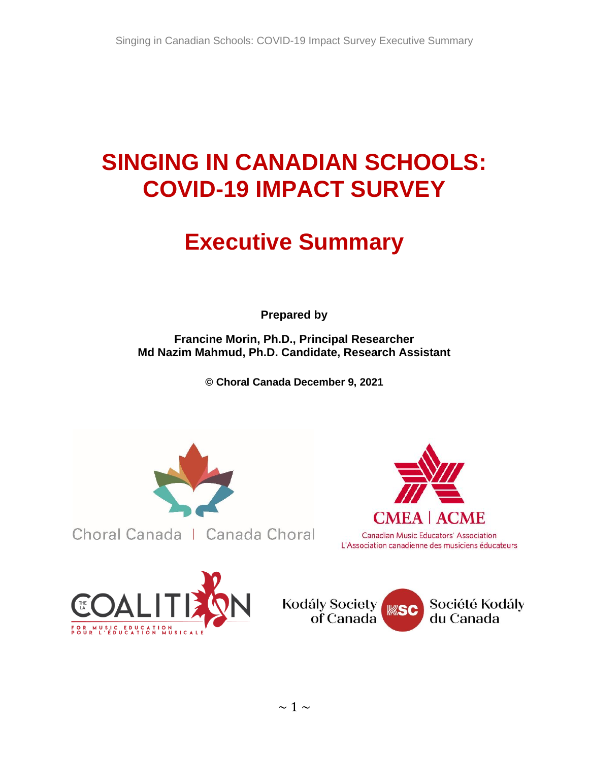# SINGING IN CANADIAN SCHOOLS: COVID-19 IMPACT SURVEY

## Executive Summary

**Prepared by**

**Francine Morin, Ph.D., Principal Researcher**
**Md Nazim Mahmud, Ph.D. Candidate, Research Assistant**

**© Choral Canada December 9, 2021**

Choral Canada | Canada Choral

CMEA | ACME
Canadian Music Educators' Association
L'Association canadienne des musiciens éducateurs

THE LA COALITION FOR MUSIC EDUCATION POUR L'ÉDUCATION MUSICALE

Kodály Society of Canada KSC Société Kodály du Canada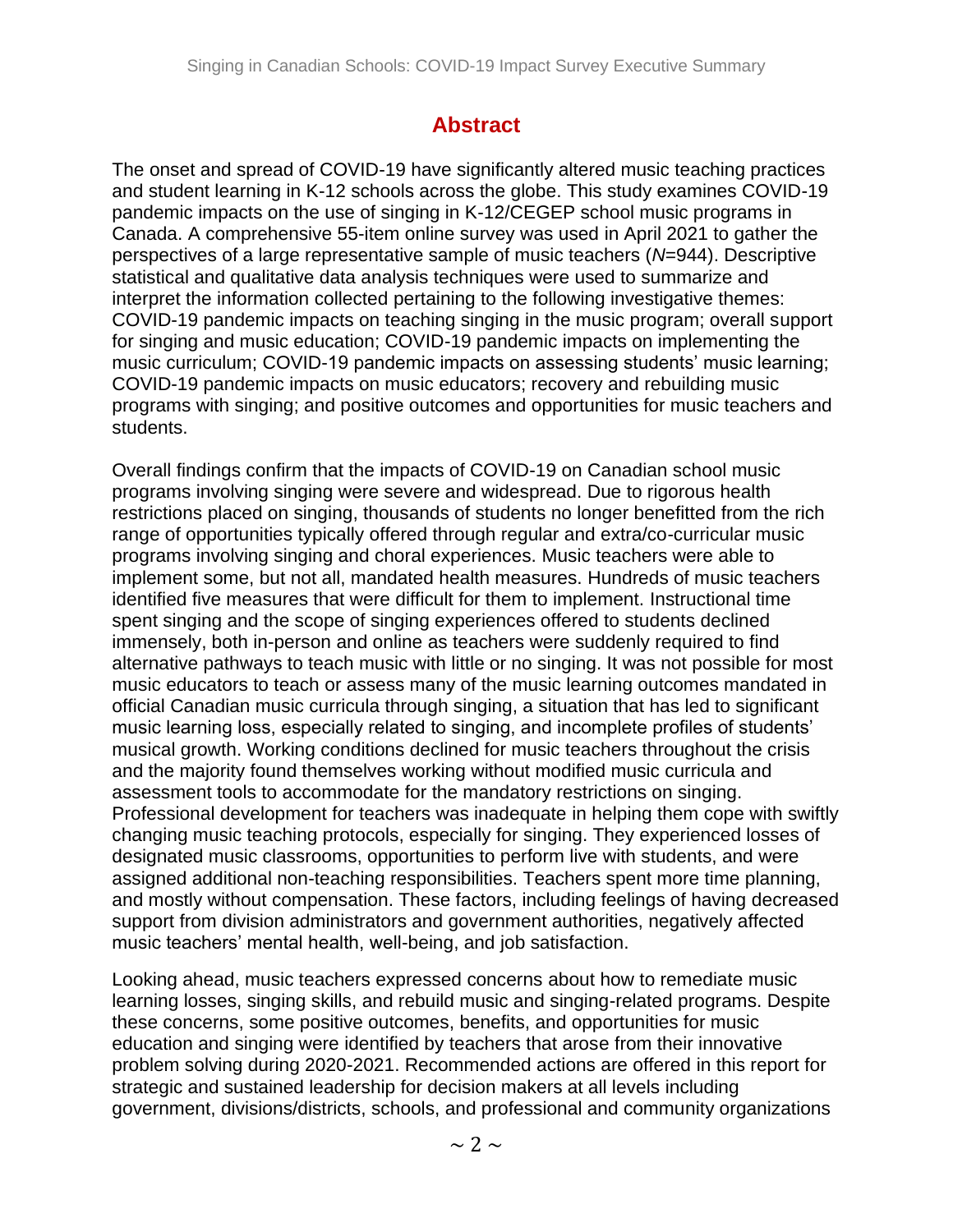## Abstract

The onset and spread of COVID-19 have significantly altered music teaching practices and student learning in K-12 schools across the globe. This study examines COVID-19 pandemic impacts on the use of singing in K-12/CEGEP school music programs in Canada. A comprehensive 55-item online survey was used in April 2021 to gather the perspectives of a large representative sample of music teachers (*N*=944). Descriptive statistical and qualitative data analysis techniques were used to summarize and interpret the information collected pertaining to the following investigative themes: COVID-19 pandemic impacts on teaching singing in the music program; overall support for singing and music education; COVID-19 pandemic impacts on implementing the music curriculum; COVID-19 pandemic impacts on assessing students' music learning; COVID-19 pandemic impacts on music educators; recovery and rebuilding music programs with singing; and positive outcomes and opportunities for music teachers and students.

Overall findings confirm that the impacts of COVID-19 on Canadian school music programs involving singing were severe and widespread. Due to rigorous health restrictions placed on singing, thousands of students no longer benefitted from the rich range of opportunities typically offered through regular and extra/co-curricular music programs involving singing and choral experiences. Music teachers were able to implement some, but not all, mandated health measures. Hundreds of music teachers identified five measures that were difficult for them to implement. Instructional time spent singing and the scope of singing experiences offered to students declined immensely, both in-person and online as teachers were suddenly required to find alternative pathways to teach music with little or no singing. It was not possible for most music educators to teach or assess many of the music learning outcomes mandated in official Canadian music curricula through singing, a situation that has led to significant music learning loss, especially related to singing, and incomplete profiles of students' musical growth. Working conditions declined for music teachers throughout the crisis and the majority found themselves working without modified music curricula and assessment tools to accommodate for the mandatory restrictions on singing. Professional development for teachers was inadequate in helping them cope with swiftly changing music teaching protocols, especially for singing. They experienced losses of designated music classrooms, opportunities to perform live with students, and were assigned additional non-teaching responsibilities. Teachers spent more time planning, and mostly without compensation. These factors, including feelings of having decreased support from division administrators and government authorities, negatively affected music teachers' mental health, well-being, and job satisfaction.

Looking ahead, music teachers expressed concerns about how to remediate music learning losses, singing skills, and rebuild music and singing-related programs. Despite these concerns, some positive outcomes, benefits, and opportunities for music education and singing were identified by teachers that arose from their innovative problem solving during 2020-2021. Recommended actions are offered in this report for strategic and sustained leadership for decision makers at all levels including government, divisions/districts, schools, and professional and community organizations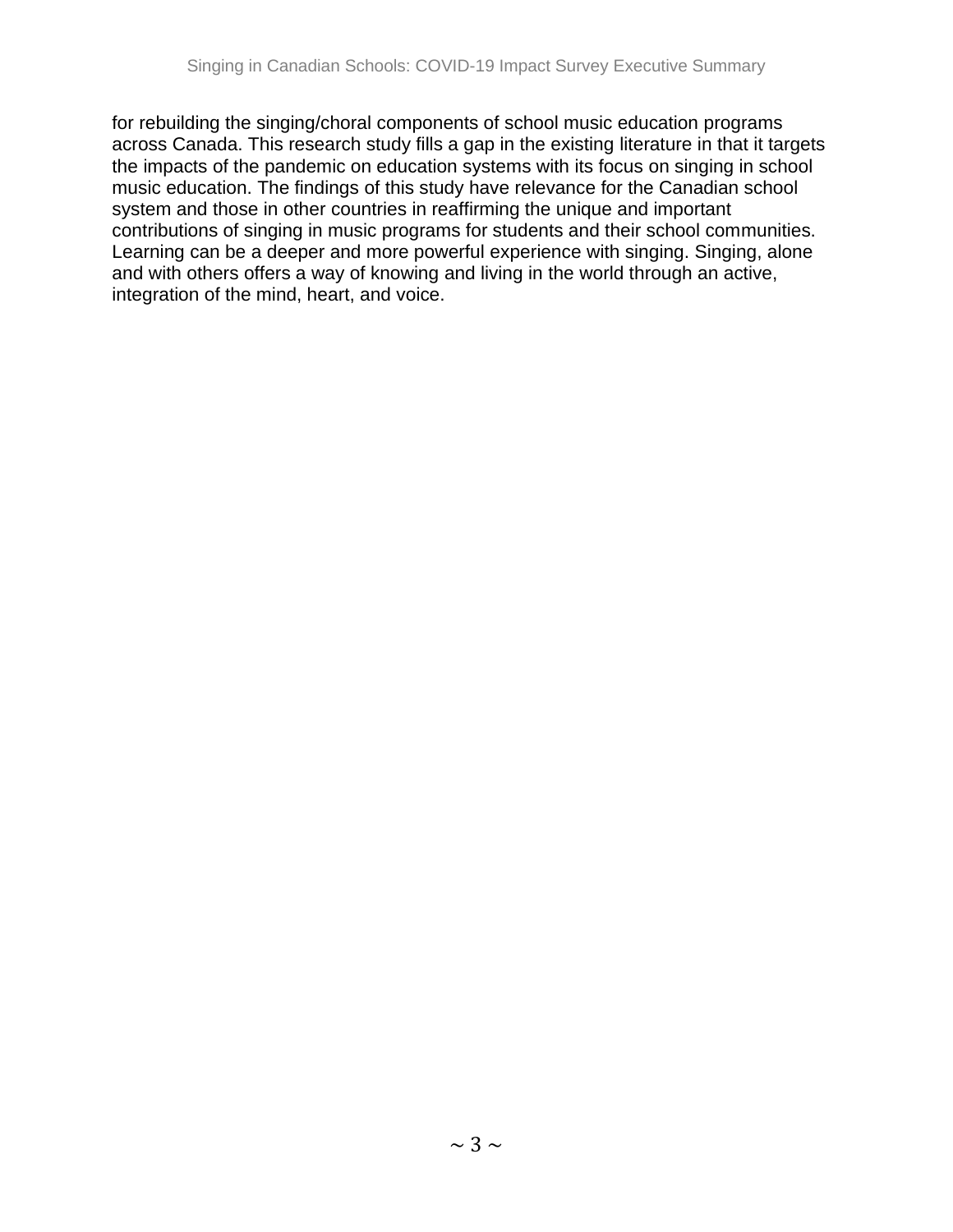for rebuilding the singing/choral components of school music education programs across Canada. This research study fills a gap in the existing literature in that it targets the impacts of the pandemic on education systems with its focus on singing in school music education. The findings of this study have relevance for the Canadian school system and those in other countries in reaffirming the unique and important contributions of singing in music programs for students and their school communities. Learning can be a deeper and more powerful experience with singing. Singing, alone and with others offers a way of knowing and living in the world through an active, integration of the mind, heart, and voice.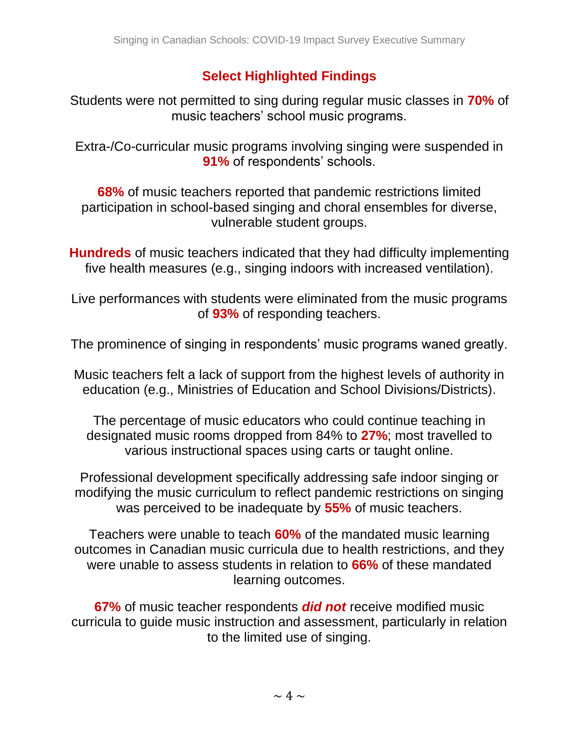## Select Highlighted Findings

Students were not permitted to sing during regular music classes in **70%** of music teachers' school music programs.

Extra-/Co-curricular music programs involving singing were suspended in **91%** of respondents' schools.

**68%** of music teachers reported that pandemic restrictions limited participation in school-based singing and choral ensembles for diverse, vulnerable student groups.

**Hundreds** of music teachers indicated that they had difficulty implementing five health measures (e.g., singing indoors with increased ventilation).

Live performances with students were eliminated from the music programs of **93%** of responding teachers.

The prominence of singing in respondents' music programs waned greatly.

Music teachers felt a lack of support from the highest levels of authority in education (e.g., Ministries of Education and School Divisions/Districts).

The percentage of music educators who could continue teaching in designated music rooms dropped from 84% to **27%**; most travelled to various instructional spaces using carts or taught online.

Professional development specifically addressing safe indoor singing or modifying the music curriculum to reflect pandemic restrictions on singing was perceived to be inadequate by **55%** of music teachers.

Teachers were unable to teach **60%** of the mandated music learning outcomes in Canadian music curricula due to health restrictions, and they were unable to assess students in relation to **66%** of these mandated learning outcomes.

**67%** of music teacher respondents ***did not*** receive modified music curricula to guide music instruction and assessment, particularly in relation to the limited use of singing.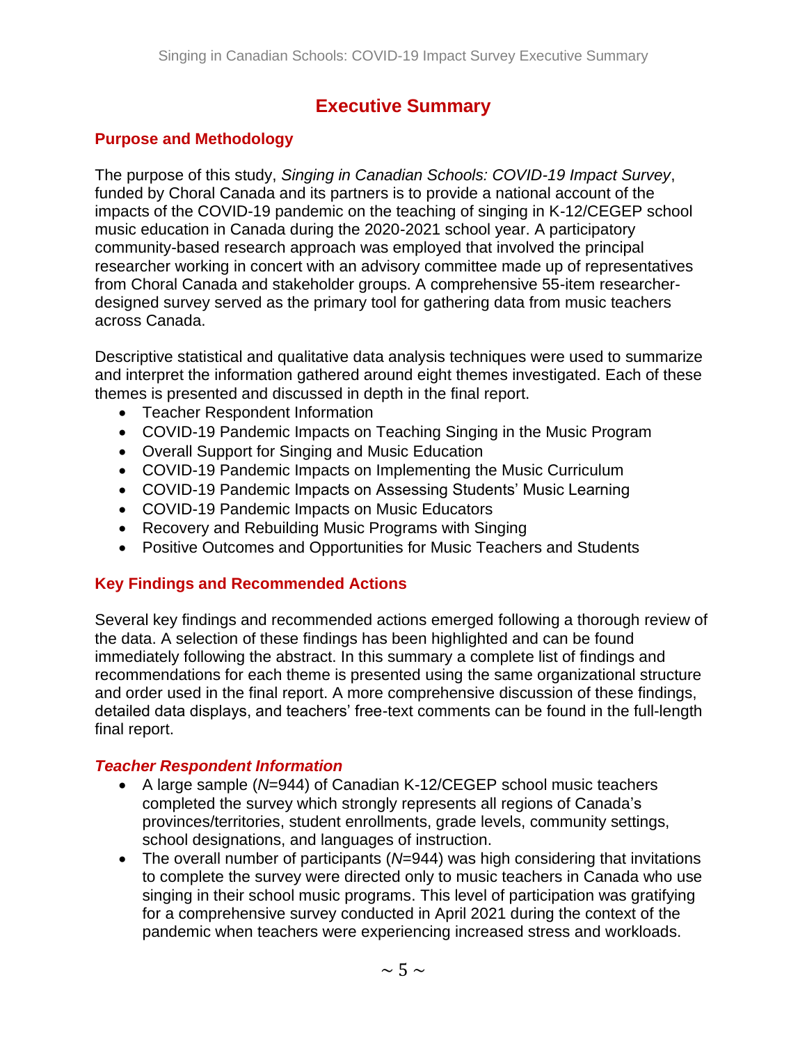# Executive Summary

## Purpose and Methodology

The purpose of this study, *Singing in Canadian Schools: COVID-19 Impact Survey*, funded by Choral Canada and its partners is to provide a national account of the impacts of the COVID-19 pandemic on the teaching of singing in K-12/CEGEP school music education in Canada during the 2020-2021 school year. A participatory community-based research approach was employed that involved the principal researcher working in concert with an advisory committee made up of representatives from Choral Canada and stakeholder groups. A comprehensive 55-item researcher-designed survey served as the primary tool for gathering data from music teachers across Canada.

Descriptive statistical and qualitative data analysis techniques were used to summarize and interpret the information gathered around eight themes investigated. Each of these themes is presented and discussed in depth in the final report.

- Teacher Respondent Information
- COVID-19 Pandemic Impacts on Teaching Singing in the Music Program
- Overall Support for Singing and Music Education
- COVID-19 Pandemic Impacts on Implementing the Music Curriculum
- COVID-19 Pandemic Impacts on Assessing Students' Music Learning
- COVID-19 Pandemic Impacts on Music Educators
- Recovery and Rebuilding Music Programs with Singing
- Positive Outcomes and Opportunities for Music Teachers and Students

## Key Findings and Recommended Actions

Several key findings and recommended actions emerged following a thorough review of the data. A selection of these findings has been highlighted and can be found immediately following the abstract. In this summary a complete list of findings and recommendations for each theme is presented using the same organizational structure and order used in the final report. A more comprehensive discussion of these findings, detailed data displays, and teachers' free-text comments can be found in the full-length final report.

### *Teacher Respondent Information*

- A large sample (*N*=944) of Canadian K-12/CEGEP school music teachers completed the survey which strongly represents all regions of Canada's provinces/territories, student enrollments, grade levels, community settings, school designations, and languages of instruction.
- The overall number of participants (*N*=944) was high considering that invitations to complete the survey were directed only to music teachers in Canada who use singing in their school music programs. This level of participation was gratifying for a comprehensive survey conducted in April 2021 during the context of the pandemic when teachers were experiencing increased stress and workloads.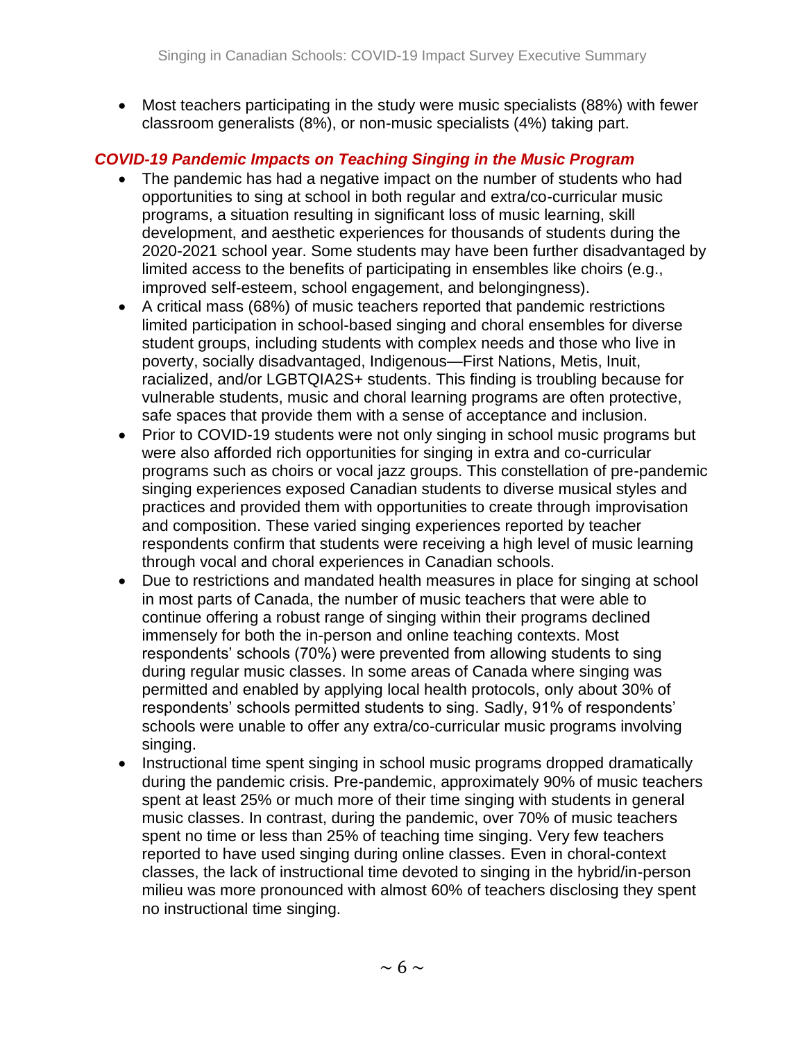- Most teachers participating in the study were music specialists (88%) with fewer classroom generalists (8%), or non-music specialists (4%) taking part.

### *COVID-19 Pandemic Impacts on Teaching Singing in the Music Program*

- The pandemic has had a negative impact on the number of students who had opportunities to sing at school in both regular and extra/co-curricular music programs, a situation resulting in significant loss of music learning, skill development, and aesthetic experiences for thousands of students during the 2020-2021 school year. Some students may have been further disadvantaged by limited access to the benefits of participating in ensembles like choirs (e.g., improved self-esteem, school engagement, and belongingness).
- A critical mass (68%) of music teachers reported that pandemic restrictions limited participation in school-based singing and choral ensembles for diverse student groups, including students with complex needs and those who live in poverty, socially disadvantaged, Indigenous—First Nations, Metis, Inuit, racialized, and/or LGBTQIA2S+ students. This finding is troubling because for vulnerable students, music and choral learning programs are often protective, safe spaces that provide them with a sense of acceptance and inclusion.
- Prior to COVID-19 students were not only singing in school music programs but were also afforded rich opportunities for singing in extra and co-curricular programs such as choirs or vocal jazz groups. This constellation of pre-pandemic singing experiences exposed Canadian students to diverse musical styles and practices and provided them with opportunities to create through improvisation and composition. These varied singing experiences reported by teacher respondents confirm that students were receiving a high level of music learning through vocal and choral experiences in Canadian schools.
- Due to restrictions and mandated health measures in place for singing at school in most parts of Canada, the number of music teachers that were able to continue offering a robust range of singing within their programs declined immensely for both the in-person and online teaching contexts. Most respondents' schools (70%) were prevented from allowing students to sing during regular music classes. In some areas of Canada where singing was permitted and enabled by applying local health protocols, only about 30% of respondents' schools permitted students to sing. Sadly, 91% of respondents' schools were unable to offer any extra/co-curricular music programs involving singing.
- Instructional time spent singing in school music programs dropped dramatically during the pandemic crisis. Pre-pandemic, approximately 90% of music teachers spent at least 25% or much more of their time singing with students in general music classes. In contrast, during the pandemic, over 70% of music teachers spent no time or less than 25% of teaching time singing. Very few teachers reported to have used singing during online classes. Even in choral-context classes, the lack of instructional time devoted to singing in the hybrid/in-person milieu was more pronounced with almost 60% of teachers disclosing they spent no instructional time singing.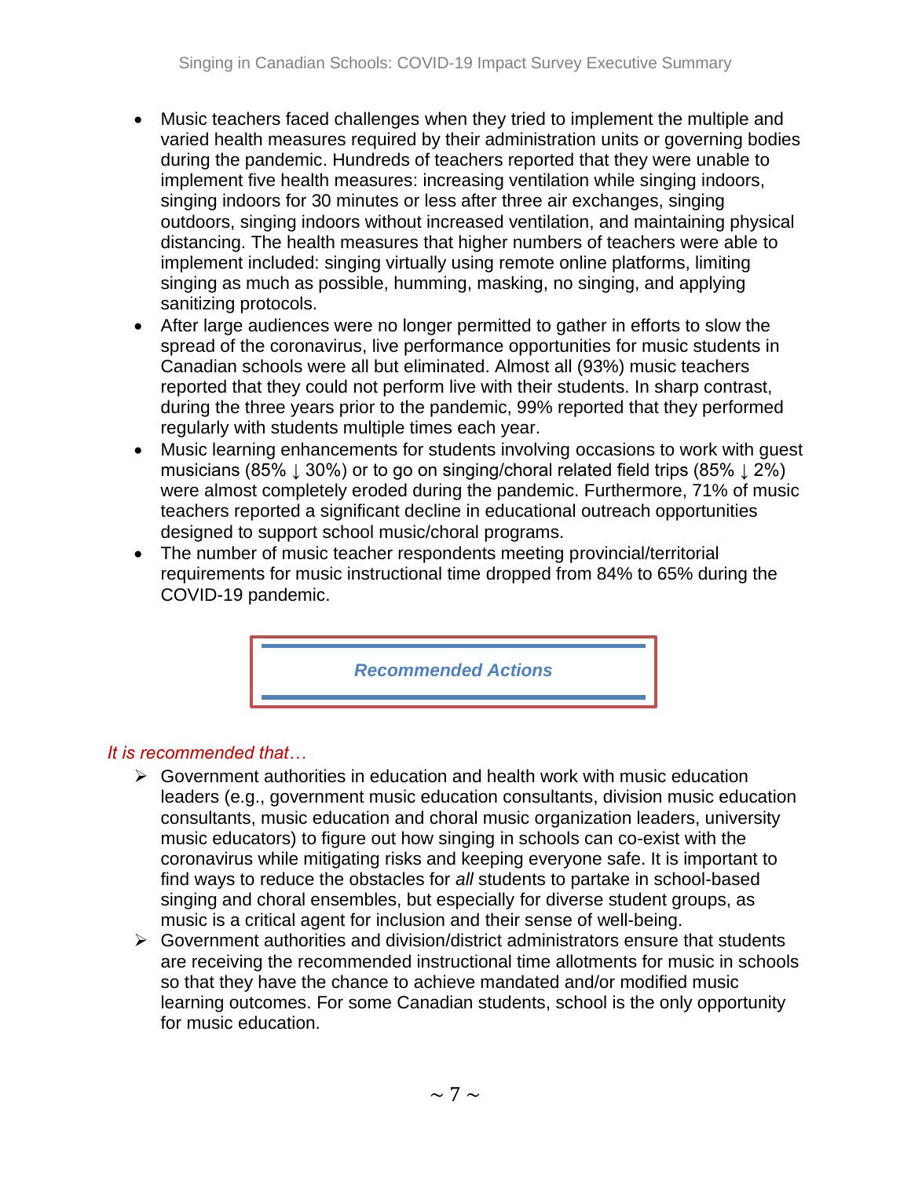- Music teachers faced challenges when they tried to implement the multiple and varied health measures required by their administration units or governing bodies during the pandemic. Hundreds of teachers reported that they were unable to implement five health measures: increasing ventilation while singing indoors, singing indoors for 30 minutes or less after three air exchanges, singing outdoors, singing indoors without increased ventilation, and maintaining physical distancing. The health measures that higher numbers of teachers were able to implement included: singing virtually using remote online platforms, limiting singing as much as possible, humming, masking, no singing, and applying sanitizing protocols.
- After large audiences were no longer permitted to gather in efforts to slow the spread of the coronavirus, live performance opportunities for music students in Canadian schools were all but eliminated. Almost all (93%) music teachers reported that they could not perform live with their students. In sharp contrast, during the three years prior to the pandemic, 99% reported that they performed regularly with students multiple times each year.
- Music learning enhancements for students involving occasions to work with guest musicians (85% ↓ 30%) or to go on singing/choral related field trips (85% ↓ 2%) were almost completely eroded during the pandemic. Furthermore, 71% of music teachers reported a significant decline in educational outreach opportunities designed to support school music/choral programs.
- The number of music teacher respondents meeting provincial/territorial requirements for music instructional time dropped from 84% to 65% during the COVID-19 pandemic.

## *Recommended Actions*

*It is recommended that…*

- Government authorities in education and health work with music education leaders (e.g., government music education consultants, division music education consultants, music education and choral music organization leaders, university music educators) to figure out how singing in schools can co-exist with the coronavirus while mitigating risks and keeping everyone safe. It is important to find ways to reduce the obstacles for *all* students to partake in school-based singing and choral ensembles, but especially for diverse student groups, as music is a critical agent for inclusion and their sense of well-being.
- Government authorities and division/district administrators ensure that students are receiving the recommended instructional time allotments for music in schools so that they have the chance to achieve mandated and/or modified music learning outcomes. For some Canadian students, school is the only opportunity for music education.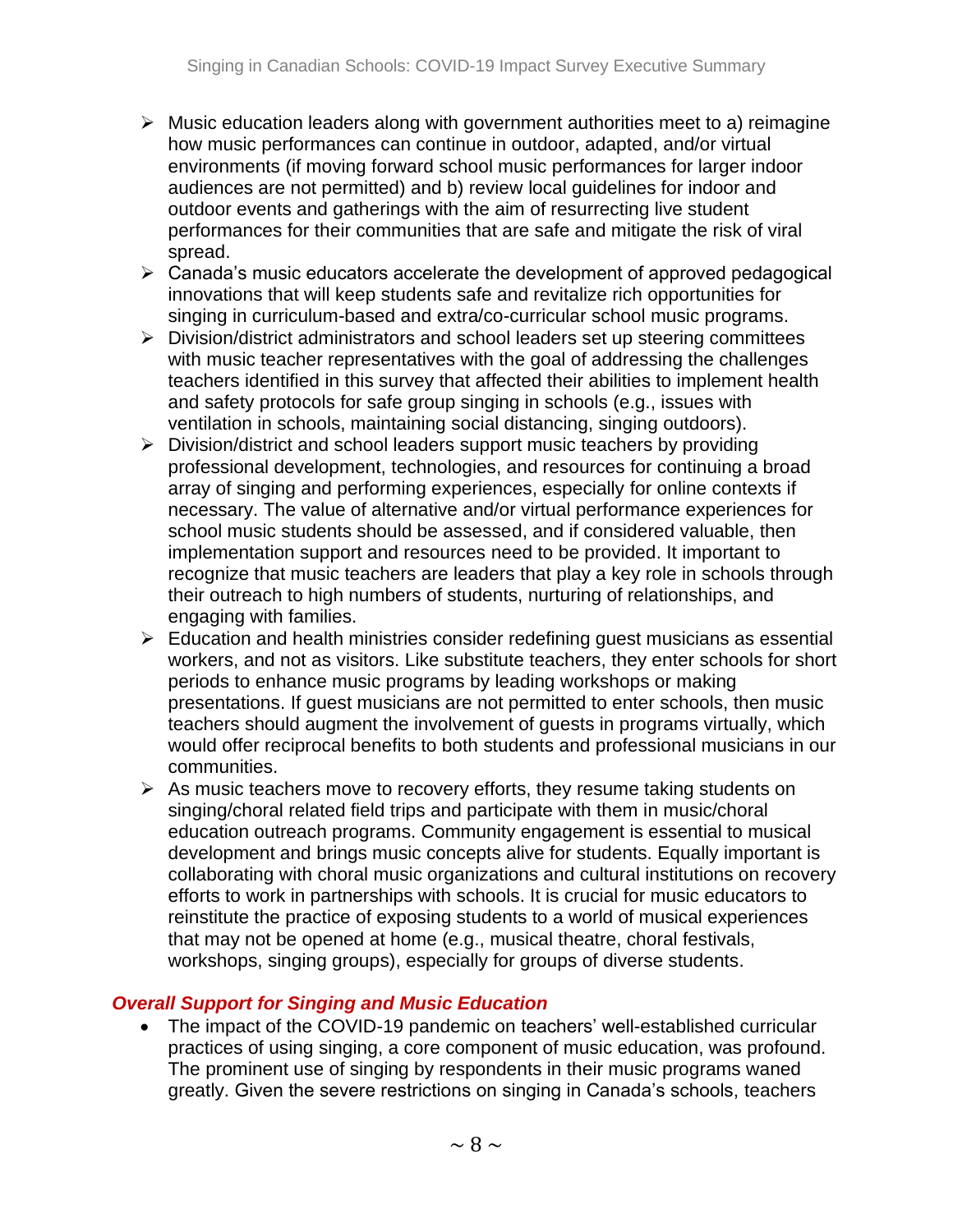- Music education leaders along with government authorities meet to a) reimagine how music performances can continue in outdoor, adapted, and/or virtual environments (if moving forward school music performances for larger indoor audiences are not permitted) and b) review local guidelines for indoor and outdoor events and gatherings with the aim of resurrecting live student performances for their communities that are safe and mitigate the risk of viral spread.
- Canada's music educators accelerate the development of approved pedagogical innovations that will keep students safe and revitalize rich opportunities for singing in curriculum-based and extra/co-curricular school music programs.
- Division/district administrators and school leaders set up steering committees with music teacher representatives with the goal of addressing the challenges teachers identified in this survey that affected their abilities to implement health and safety protocols for safe group singing in schools (e.g., issues with ventilation in schools, maintaining social distancing, singing outdoors).
- Division/district and school leaders support music teachers by providing professional development, technologies, and resources for continuing a broad array of singing and performing experiences, especially for online contexts if necessary. The value of alternative and/or virtual performance experiences for school music students should be assessed, and if considered valuable, then implementation support and resources need to be provided. It important to recognize that music teachers are leaders that play a key role in schools through their outreach to high numbers of students, nurturing of relationships, and engaging with families.
- Education and health ministries consider redefining guest musicians as essential workers, and not as visitors. Like substitute teachers, they enter schools for short periods to enhance music programs by leading workshops or making presentations. If guest musicians are not permitted to enter schools, then music teachers should augment the involvement of guests in programs virtually, which would offer reciprocal benefits to both students and professional musicians in our communities.
- As music teachers move to recovery efforts, they resume taking students on singing/choral related field trips and participate with them in music/choral education outreach programs. Community engagement is essential to musical development and brings music concepts alive for students. Equally important is collaborating with choral music organizations and cultural institutions on recovery efforts to work in partnerships with schools. It is crucial for music educators to reinstitute the practice of exposing students to a world of musical experiences that may not be opened at home (e.g., musical theatre, choral festivals, workshops, singing groups), especially for groups of diverse students.

### *Overall Support for Singing and Music Education*

- The impact of the COVID-19 pandemic on teachers' well-established curricular practices of using singing, a core component of music education, was profound. The prominent use of singing by respondents in their music programs waned greatly. Given the severe restrictions on singing in Canada's schools, teachers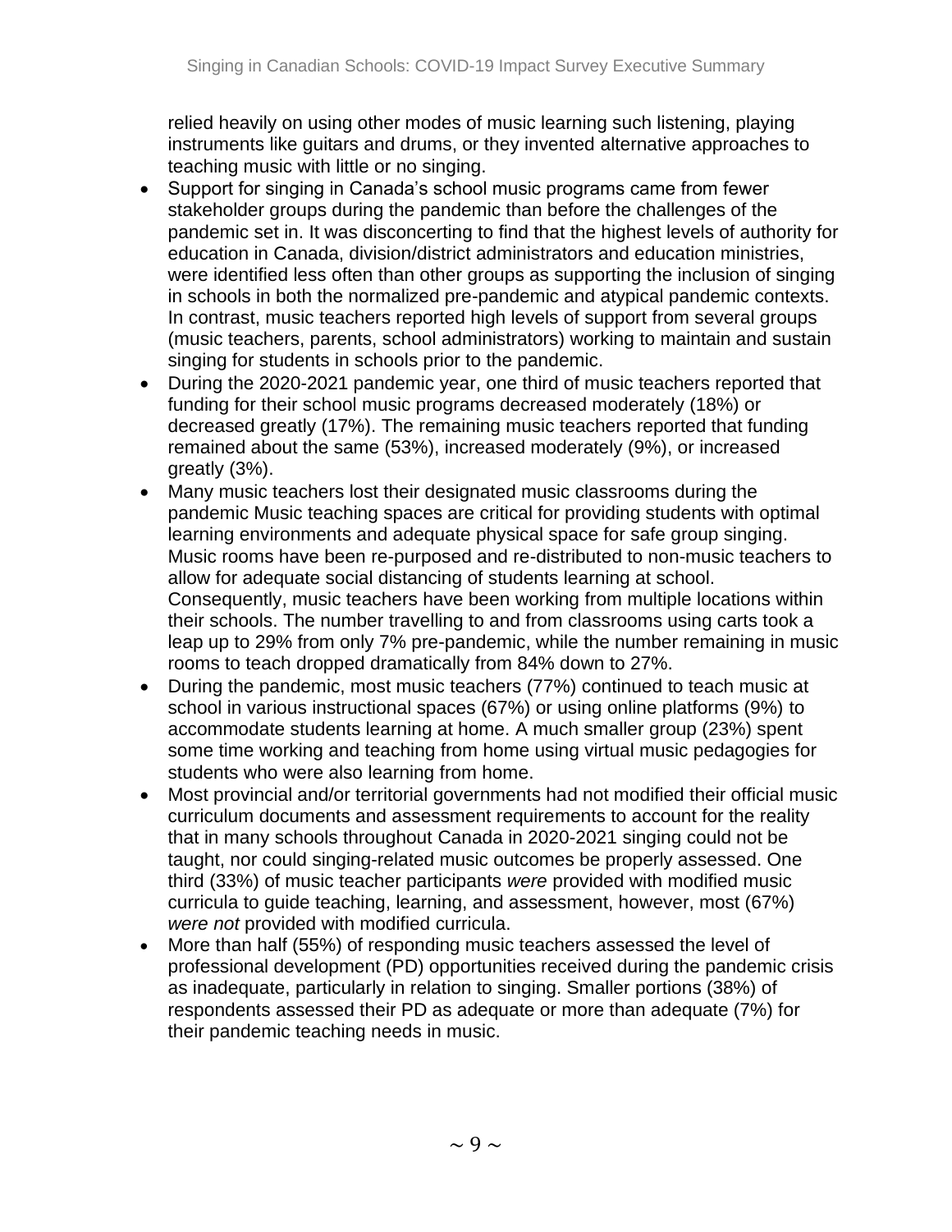relied heavily on using other modes of music learning such listening, playing instruments like guitars and drums, or they invented alternative approaches to teaching music with little or no singing.

- Support for singing in Canada's school music programs came from fewer stakeholder groups during the pandemic than before the challenges of the pandemic set in. It was disconcerting to find that the highest levels of authority for education in Canada, division/district administrators and education ministries, were identified less often than other groups as supporting the inclusion of singing in schools in both the normalized pre-pandemic and atypical pandemic contexts. In contrast, music teachers reported high levels of support from several groups (music teachers, parents, school administrators) working to maintain and sustain singing for students in schools prior to the pandemic.
- During the 2020-2021 pandemic year, one third of music teachers reported that funding for their school music programs decreased moderately (18%) or decreased greatly (17%). The remaining music teachers reported that funding remained about the same (53%), increased moderately (9%), or increased greatly (3%).
- Many music teachers lost their designated music classrooms during the pandemic Music teaching spaces are critical for providing students with optimal learning environments and adequate physical space for safe group singing. Music rooms have been re-purposed and re-distributed to non-music teachers to allow for adequate social distancing of students learning at school. Consequently, music teachers have been working from multiple locations within their schools. The number travelling to and from classrooms using carts took a leap up to 29% from only 7% pre-pandemic, while the number remaining in music rooms to teach dropped dramatically from 84% down to 27%.
- During the pandemic, most music teachers (77%) continued to teach music at school in various instructional spaces (67%) or using online platforms (9%) to accommodate students learning at home. A much smaller group (23%) spent some time working and teaching from home using virtual music pedagogies for students who were also learning from home.
- Most provincial and/or territorial governments had not modified their official music curriculum documents and assessment requirements to account for the reality that in many schools throughout Canada in 2020-2021 singing could not be taught, nor could singing-related music outcomes be properly assessed. One third (33%) of music teacher participants *were* provided with modified music curricula to guide teaching, learning, and assessment, however, most (67%) *were not* provided with modified curricula.
- More than half (55%) of responding music teachers assessed the level of professional development (PD) opportunities received during the pandemic crisis as inadequate, particularly in relation to singing. Smaller portions (38%) of respondents assessed their PD as adequate or more than adequate (7%) for their pandemic teaching needs in music.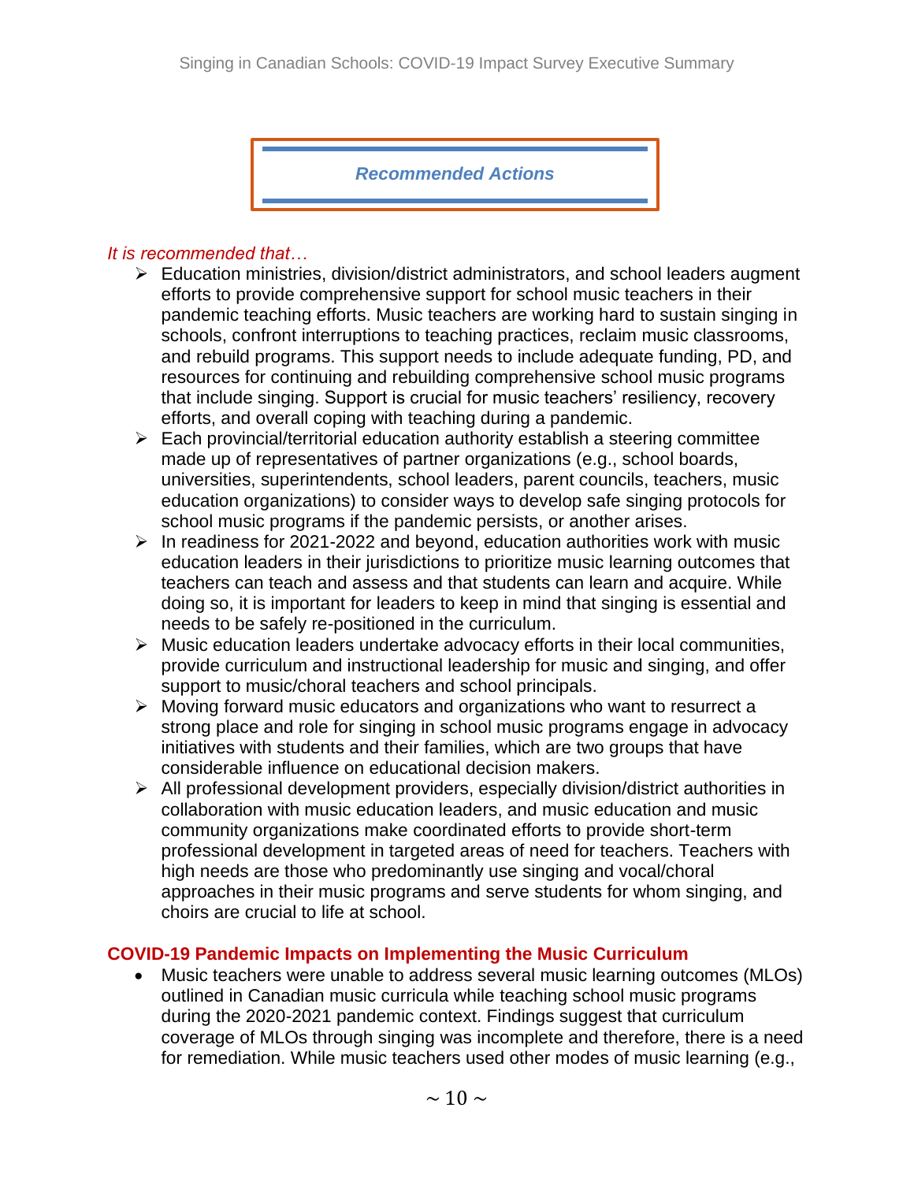## *Recommended Actions*

*It is recommended that…*

- Education ministries, division/district administrators, and school leaders augment efforts to provide comprehensive support for school music teachers in their pandemic teaching efforts. Music teachers are working hard to sustain singing in schools, confront interruptions to teaching practices, reclaim music classrooms, and rebuild programs. This support needs to include adequate funding, PD, and resources for continuing and rebuilding comprehensive school music programs that include singing. Support is crucial for music teachers' resiliency, recovery efforts, and overall coping with teaching during a pandemic.
- Each provincial/territorial education authority establish a steering committee made up of representatives of partner organizations (e.g., school boards, universities, superintendents, school leaders, parent councils, teachers, music education organizations) to consider ways to develop safe singing protocols for school music programs if the pandemic persists, or another arises.
- In readiness for 2021-2022 and beyond, education authorities work with music education leaders in their jurisdictions to prioritize music learning outcomes that teachers can teach and assess and that students can learn and acquire. While doing so, it is important for leaders to keep in mind that singing is essential and needs to be safely re-positioned in the curriculum.
- Music education leaders undertake advocacy efforts in their local communities, provide curriculum and instructional leadership for music and singing, and offer support to music/choral teachers and school principals.
- Moving forward music educators and organizations who want to resurrect a strong place and role for singing in school music programs engage in advocacy initiatives with students and their families, which are two groups that have considerable influence on educational decision makers.
- All professional development providers, especially division/district authorities in collaboration with music education leaders, and music education and music community organizations make coordinated efforts to provide short-term professional development in targeted areas of need for teachers. Teachers with high needs are those who predominantly use singing and vocal/choral approaches in their music programs and serve students for whom singing, and choirs are crucial to life at school.

### COVID-19 Pandemic Impacts on Implementing the Music Curriculum

- Music teachers were unable to address several music learning outcomes (MLOs) outlined in Canadian music curricula while teaching school music programs during the 2020-2021 pandemic context. Findings suggest that curriculum coverage of MLOs through singing was incomplete and therefore, there is a need for remediation. While music teachers used other modes of music learning (e.g.,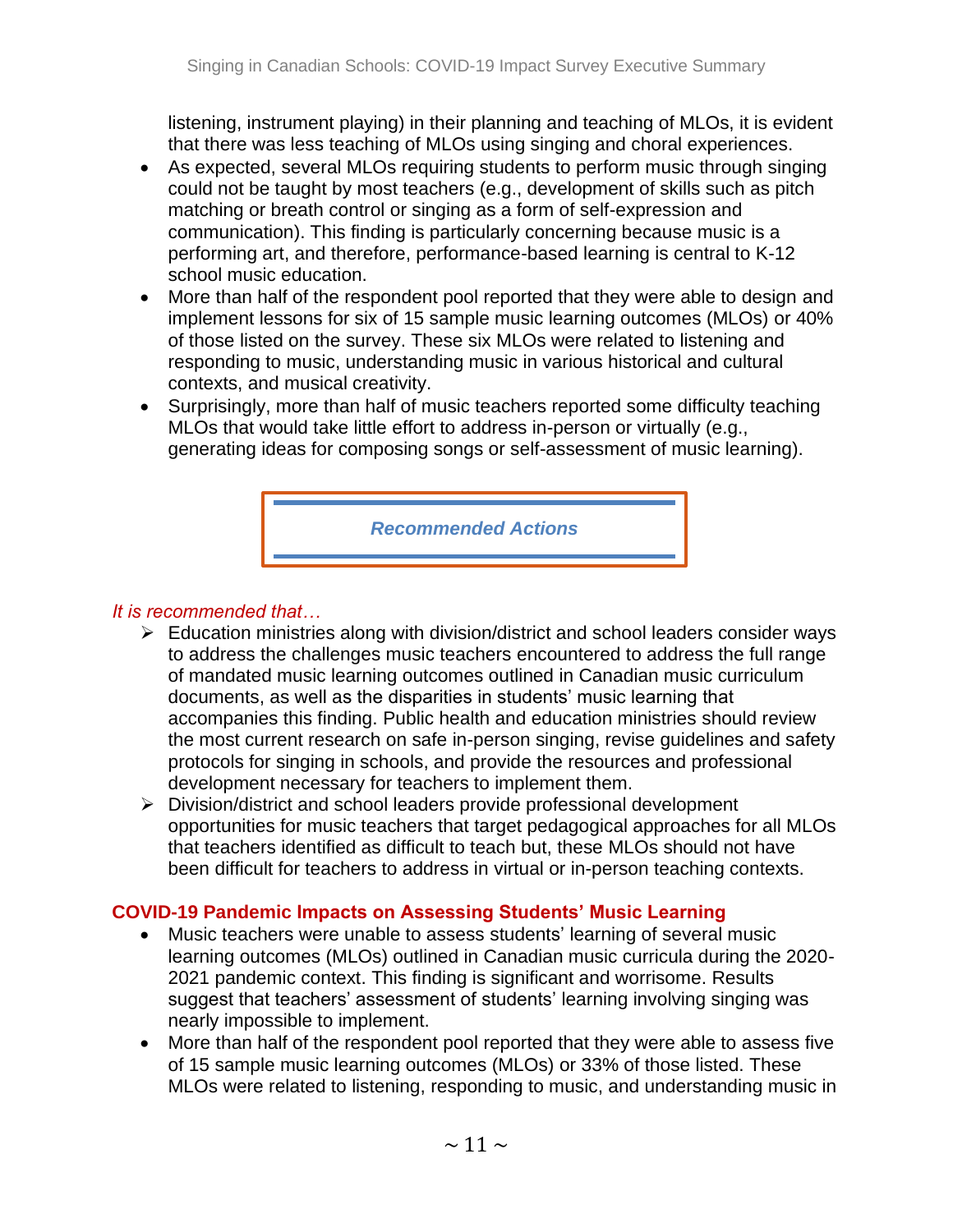listening, instrument playing) in their planning and teaching of MLOs, it is evident that there was less teaching of MLOs using singing and choral experiences.

- As expected, several MLOs requiring students to perform music through singing could not be taught by most teachers (e.g., development of skills such as pitch matching or breath control or singing as a form of self-expression and communication). This finding is particularly concerning because music is a performing art, and therefore, performance-based learning is central to K-12 school music education.
- More than half of the respondent pool reported that they were able to design and implement lessons for six of 15 sample music learning outcomes (MLOs) or 40% of those listed on the survey. These six MLOs were related to listening and responding to music, understanding music in various historical and cultural contexts, and musical creativity.
- Surprisingly, more than half of music teachers reported some difficulty teaching MLOs that would take little effort to address in-person or virtually (e.g., generating ideas for composing songs or self-assessment of music learning).

***Recommended Actions***

*It is recommended that…*

- Education ministries along with division/district and school leaders consider ways to address the challenges music teachers encountered to address the full range of mandated music learning outcomes outlined in Canadian music curriculum documents, as well as the disparities in students' music learning that accompanies this finding. Public health and education ministries should review the most current research on safe in-person singing, revise guidelines and safety protocols for singing in schools, and provide the resources and professional development necessary for teachers to implement them.
- Division/district and school leaders provide professional development opportunities for music teachers that target pedagogical approaches for all MLOs that teachers identified as difficult to teach but, these MLOs should not have been difficult for teachers to address in virtual or in-person teaching contexts.

### COVID-19 Pandemic Impacts on Assessing Students' Music Learning

- Music teachers were unable to assess students' learning of several music learning outcomes (MLOs) outlined in Canadian music curricula during the 2020-2021 pandemic context. This finding is significant and worrisome. Results suggest that teachers' assessment of students' learning involving singing was nearly impossible to implement.
- More than half of the respondent pool reported that they were able to assess five of 15 sample music learning outcomes (MLOs) or 33% of those listed. These MLOs were related to listening, responding to music, and understanding music in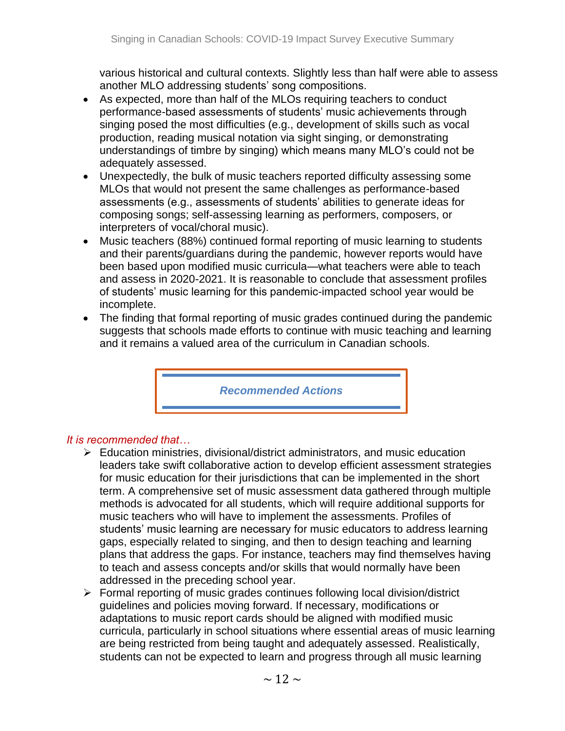various historical and cultural contexts. Slightly less than half were able to assess another MLO addressing students' song compositions.

- As expected, more than half of the MLOs requiring teachers to conduct performance-based assessments of students' music achievements through singing posed the most difficulties (e.g., development of skills such as vocal production, reading musical notation via sight singing, or demonstrating understandings of timbre by singing) which means many MLO's could not be adequately assessed.
- Unexpectedly, the bulk of music teachers reported difficulty assessing some MLOs that would not present the same challenges as performance-based assessments (e.g., assessments of students' abilities to generate ideas for composing songs; self-assessing learning as performers, composers, or interpreters of vocal/choral music).
- Music teachers (88%) continued formal reporting of music learning to students and their parents/guardians during the pandemic, however reports would have been based upon modified music curricula—what teachers were able to teach and assess in 2020-2021. It is reasonable to conclude that assessment profiles of students' music learning for this pandemic-impacted school year would be incomplete.
- The finding that formal reporting of music grades continued during the pandemic suggests that schools made efforts to continue with music teaching and learning and it remains a valued area of the curriculum in Canadian schools.

## *Recommended Actions*

*It is recommended that…*

- Education ministries, divisional/district administrators, and music education leaders take swift collaborative action to develop efficient assessment strategies for music education for their jurisdictions that can be implemented in the short term. A comprehensive set of music assessment data gathered through multiple methods is advocated for all students, which will require additional supports for music teachers who will have to implement the assessments. Profiles of students' music learning are necessary for music educators to address learning gaps, especially related to singing, and then to design teaching and learning plans that address the gaps. For instance, teachers may find themselves having to teach and assess concepts and/or skills that would normally have been addressed in the preceding school year.
- Formal reporting of music grades continues following local division/district guidelines and policies moving forward. If necessary, modifications or adaptations to music report cards should be aligned with modified music curricula, particularly in school situations where essential areas of music learning are being restricted from being taught and adequately assessed. Realistically, students can not be expected to learn and progress through all music learning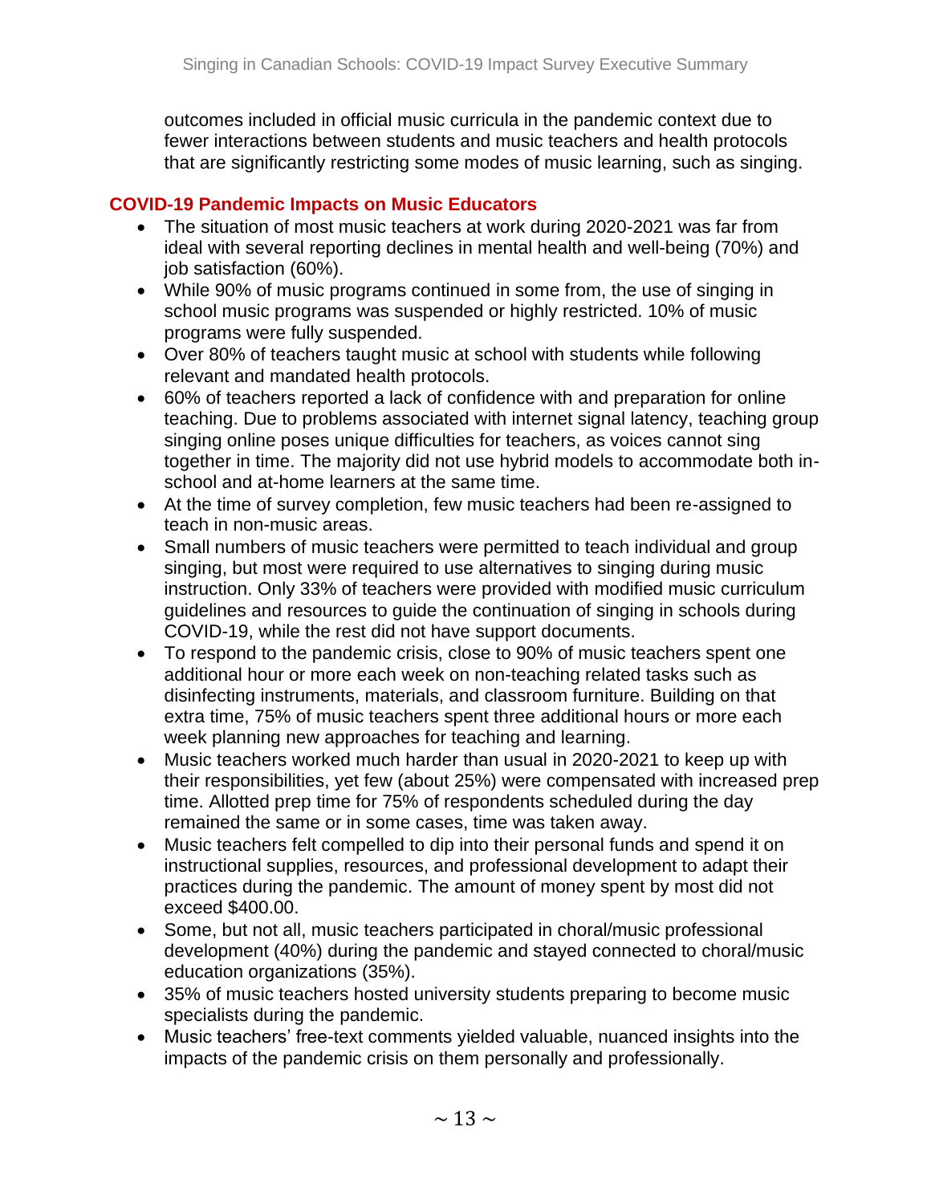outcomes included in official music curricula in the pandemic context due to fewer interactions between students and music teachers and health protocols that are significantly restricting some modes of music learning, such as singing.

## COVID-19 Pandemic Impacts on Music Educators

- The situation of most music teachers at work during 2020-2021 was far from ideal with several reporting declines in mental health and well-being (70%) and job satisfaction (60%).
- While 90% of music programs continued in some from, the use of singing in school music programs was suspended or highly restricted. 10% of music programs were fully suspended.
- Over 80% of teachers taught music at school with students while following relevant and mandated health protocols.
- 60% of teachers reported a lack of confidence with and preparation for online teaching. Due to problems associated with internet signal latency, teaching group singing online poses unique difficulties for teachers, as voices cannot sing together in time. The majority did not use hybrid models to accommodate both in-school and at-home learners at the same time.
- At the time of survey completion, few music teachers had been re-assigned to teach in non-music areas.
- Small numbers of music teachers were permitted to teach individual and group singing, but most were required to use alternatives to singing during music instruction. Only 33% of teachers were provided with modified music curriculum guidelines and resources to guide the continuation of singing in schools during COVID-19, while the rest did not have support documents.
- To respond to the pandemic crisis, close to 90% of music teachers spent one additional hour or more each week on non-teaching related tasks such as disinfecting instruments, materials, and classroom furniture. Building on that extra time, 75% of music teachers spent three additional hours or more each week planning new approaches for teaching and learning.
- Music teachers worked much harder than usual in 2020-2021 to keep up with their responsibilities, yet few (about 25%) were compensated with increased prep time. Allotted prep time for 75% of respondents scheduled during the day remained the same or in some cases, time was taken away.
- Music teachers felt compelled to dip into their personal funds and spend it on instructional supplies, resources, and professional development to adapt their practices during the pandemic. The amount of money spent by most did not exceed $400.00.
- Some, but not all, music teachers participated in choral/music professional development (40%) during the pandemic and stayed connected to choral/music education organizations (35%).
- 35% of music teachers hosted university students preparing to become music specialists during the pandemic.
- Music teachers' free-text comments yielded valuable, nuanced insights into the impacts of the pandemic crisis on them personally and professionally.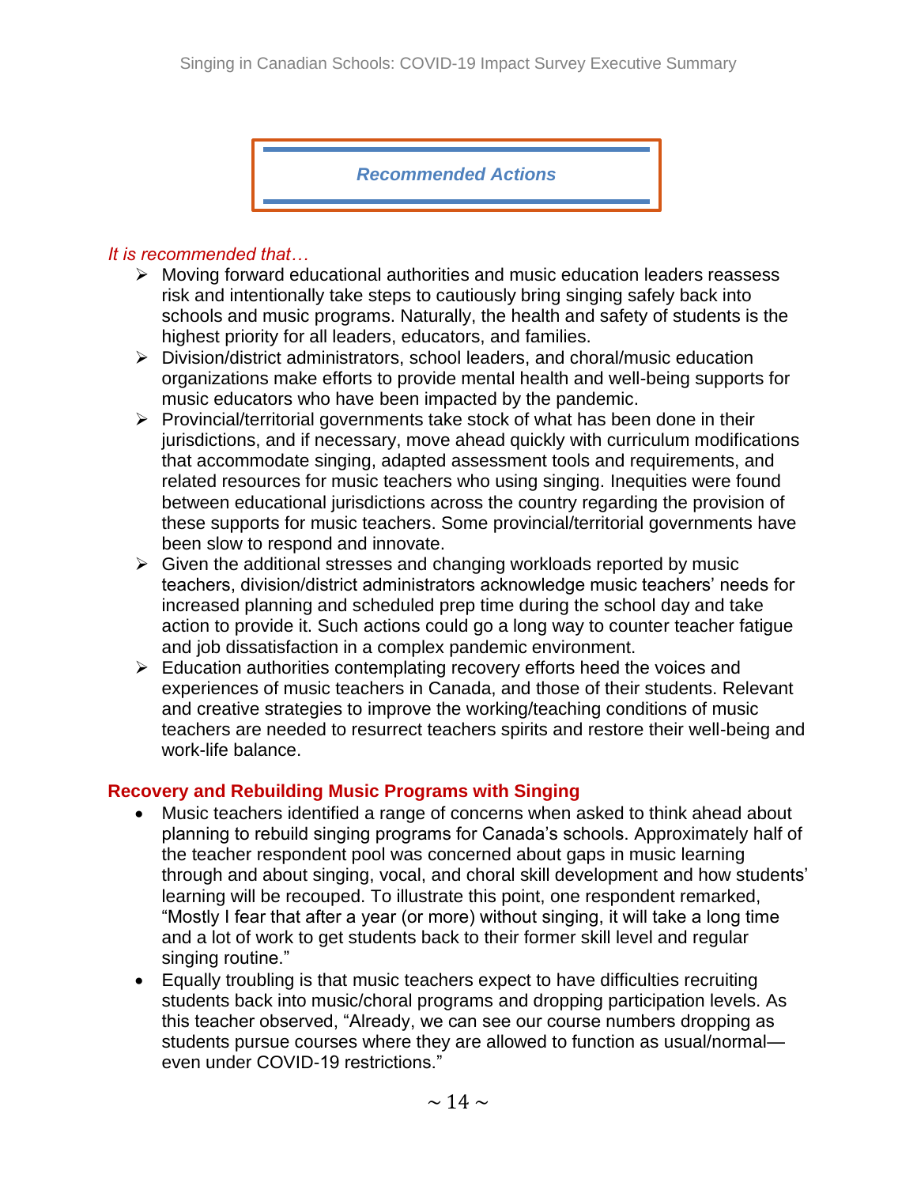## Recommended Actions

*It is recommended that…*

- Moving forward educational authorities and music education leaders reassess risk and intentionally take steps to cautiously bring singing safely back into schools and music programs. Naturally, the health and safety of students is the highest priority for all leaders, educators, and families.
- Division/district administrators, school leaders, and choral/music education organizations make efforts to provide mental health and well-being supports for music educators who have been impacted by the pandemic.
- Provincial/territorial governments take stock of what has been done in their jurisdictions, and if necessary, move ahead quickly with curriculum modifications that accommodate singing, adapted assessment tools and requirements, and related resources for music teachers who using singing. Inequities were found between educational jurisdictions across the country regarding the provision of these supports for music teachers. Some provincial/territorial governments have been slow to respond and innovate.
- Given the additional stresses and changing workloads reported by music teachers, division/district administrators acknowledge music teachers' needs for increased planning and scheduled prep time during the school day and take action to provide it. Such actions could go a long way to counter teacher fatigue and job dissatisfaction in a complex pandemic environment.
- Education authorities contemplating recovery efforts heed the voices and experiences of music teachers in Canada, and those of their students. Relevant and creative strategies to improve the working/teaching conditions of music teachers are needed to resurrect teachers spirits and restore their well-being and work-life balance.

### Recovery and Rebuilding Music Programs with Singing

- Music teachers identified a range of concerns when asked to think ahead about planning to rebuild singing programs for Canada's schools. Approximately half of the teacher respondent pool was concerned about gaps in music learning through and about singing, vocal, and choral skill development and how students' learning will be recouped. To illustrate this point, one respondent remarked, "Mostly I fear that after a year (or more) without singing, it will take a long time and a lot of work to get students back to their former skill level and regular singing routine."
- Equally troubling is that music teachers expect to have difficulties recruiting students back into music/choral programs and dropping participation levels. As this teacher observed, "Already, we can see our course numbers dropping as students pursue courses where they are allowed to function as usual/normal—even under COVID-19 restrictions."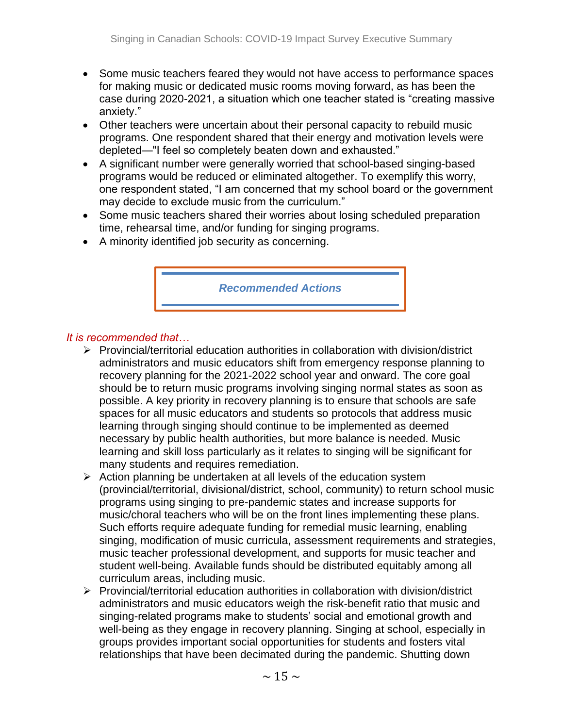- Some music teachers feared they would not have access to performance spaces for making music or dedicated music rooms moving forward, as has been the case during 2020-2021, a situation which one teacher stated is "creating massive anxiety."
- Other teachers were uncertain about their personal capacity to rebuild music programs. One respondent shared that their energy and motivation levels were depleted—"I feel so completely beaten down and exhausted."
- A significant number were generally worried that school-based singing-based programs would be reduced or eliminated altogether. To exemplify this worry, one respondent stated, "I am concerned that my school board or the government may decide to exclude music from the curriculum."
- Some music teachers shared their worries about losing scheduled preparation time, rehearsal time, and/or funding for singing programs.
- A minority identified job security as concerning.

## *Recommended Actions*

*It is recommended that…*

- Provincial/territorial education authorities in collaboration with division/district administrators and music educators shift from emergency response planning to recovery planning for the 2021-2022 school year and onward. The core goal should be to return music programs involving singing normal states as soon as possible. A key priority in recovery planning is to ensure that schools are safe spaces for all music educators and students so protocols that address music learning through singing should continue to be implemented as deemed necessary by public health authorities, but more balance is needed. Music learning and skill loss particularly as it relates to singing will be significant for many students and requires remediation.
- Action planning be undertaken at all levels of the education system (provincial/territorial, divisional/district, school, community) to return school music programs using singing to pre-pandemic states and increase supports for music/choral teachers who will be on the front lines implementing these plans. Such efforts require adequate funding for remedial music learning, enabling singing, modification of music curricula, assessment requirements and strategies, music teacher professional development, and supports for music teacher and student well-being. Available funds should be distributed equitably among all curriculum areas, including music.
- Provincial/territorial education authorities in collaboration with division/district administrators and music educators weigh the risk-benefit ratio that music and singing-related programs make to students' social and emotional growth and well-being as they engage in recovery planning. Singing at school, especially in groups provides important social opportunities for students and fosters vital relationships that have been decimated during the pandemic. Shutting down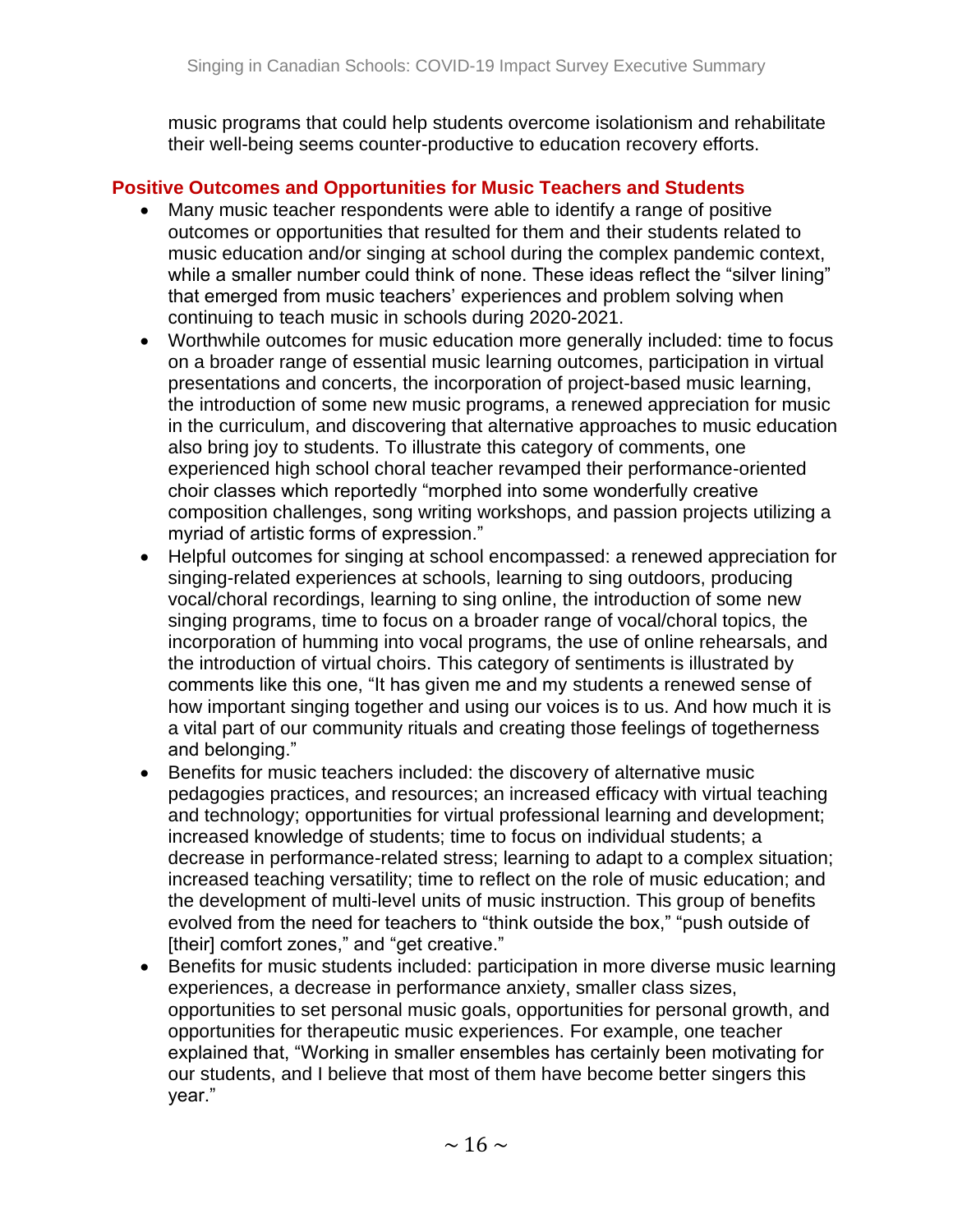music programs that could help students overcome isolationism and rehabilitate their well-being seems counter-productive to education recovery efforts.

## Positive Outcomes and Opportunities for Music Teachers and Students

- Many music teacher respondents were able to identify a range of positive outcomes or opportunities that resulted for them and their students related to music education and/or singing at school during the complex pandemic context, while a smaller number could think of none. These ideas reflect the "silver lining" that emerged from music teachers' experiences and problem solving when continuing to teach music in schools during 2020-2021.
- Worthwhile outcomes for music education more generally included: time to focus on a broader range of essential music learning outcomes, participation in virtual presentations and concerts, the incorporation of project-based music learning, the introduction of some new music programs, a renewed appreciation for music in the curriculum, and discovering that alternative approaches to music education also bring joy to students. To illustrate this category of comments, one experienced high school choral teacher revamped their performance-oriented choir classes which reportedly "morphed into some wonderfully creative composition challenges, song writing workshops, and passion projects utilizing a myriad of artistic forms of expression."
- Helpful outcomes for singing at school encompassed: a renewed appreciation for singing-related experiences at schools, learning to sing outdoors, producing vocal/choral recordings, learning to sing online, the introduction of some new singing programs, time to focus on a broader range of vocal/choral topics, the incorporation of humming into vocal programs, the use of online rehearsals, and the introduction of virtual choirs. This category of sentiments is illustrated by comments like this one, "It has given me and my students a renewed sense of how important singing together and using our voices is to us. And how much it is a vital part of our community rituals and creating those feelings of togetherness and belonging."
- Benefits for music teachers included: the discovery of alternative music pedagogies practices, and resources; an increased efficacy with virtual teaching and technology; opportunities for virtual professional learning and development; increased knowledge of students; time to focus on individual students; a decrease in performance-related stress; learning to adapt to a complex situation; increased teaching versatility; time to reflect on the role of music education; and the development of multi-level units of music instruction. This group of benefits evolved from the need for teachers to "think outside the box," "push outside of [their] comfort zones," and "get creative."
- Benefits for music students included: participation in more diverse music learning experiences, a decrease in performance anxiety, smaller class sizes, opportunities to set personal music goals, opportunities for personal growth, and opportunities for therapeutic music experiences. For example, one teacher explained that, "Working in smaller ensembles has certainly been motivating for our students, and I believe that most of them have become better singers this year."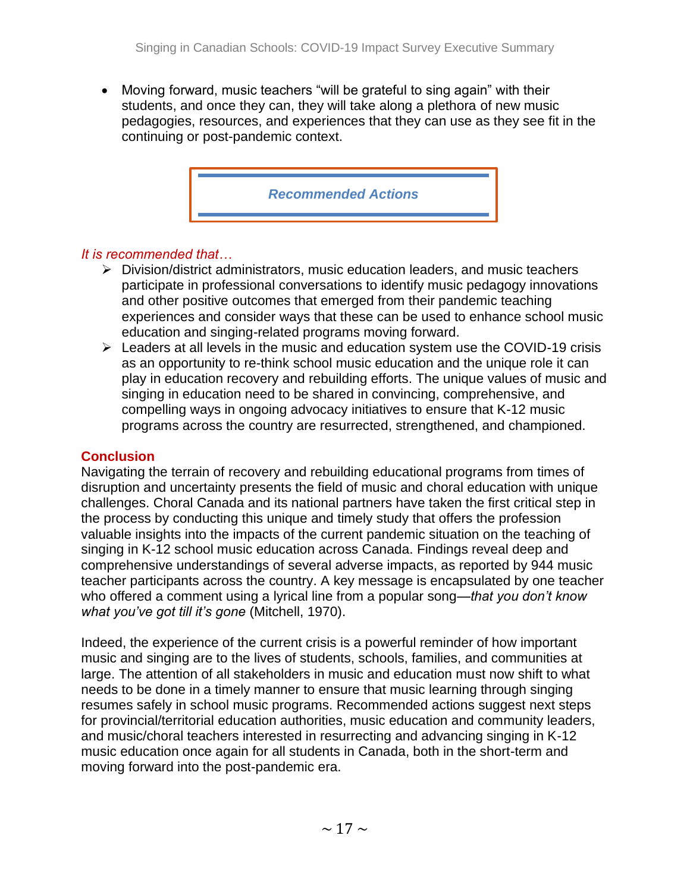- Moving forward, music teachers "will be grateful to sing again" with their students, and once they can, they will take along a plethora of new music pedagogies, resources, and experiences that they can use as they see fit in the continuing or post-pandemic context.

## *Recommended Actions*

*It is recommended that…*

- Division/district administrators, music education leaders, and music teachers participate in professional conversations to identify music pedagogy innovations and other positive outcomes that emerged from their pandemic teaching experiences and consider ways that these can be used to enhance school music education and singing-related programs moving forward.
- Leaders at all levels in the music and education system use the COVID-19 crisis as an opportunity to re-think school music education and the unique role it can play in education recovery and rebuilding efforts. The unique values of music and singing in education need to be shared in convincing, comprehensive, and compelling ways in ongoing advocacy initiatives to ensure that K-12 music programs across the country are resurrected, strengthened, and championed.

## **Conclusion**

Navigating the terrain of recovery and rebuilding educational programs from times of disruption and uncertainty presents the field of music and choral education with unique challenges. Choral Canada and its national partners have taken the first critical step in the process by conducting this unique and timely study that offers the profession valuable insights into the impacts of the current pandemic situation on the teaching of singing in K-12 school music education across Canada. Findings reveal deep and comprehensive understandings of several adverse impacts, as reported by 944 music teacher participants across the country. A key message is encapsulated by one teacher who offered a comment using a lyrical line from a popular song—*that you don't know what you've got till it's gone* (Mitchell, 1970).

Indeed, the experience of the current crisis is a powerful reminder of how important music and singing are to the lives of students, schools, families, and communities at large. The attention of all stakeholders in music and education must now shift to what needs to be done in a timely manner to ensure that music learning through singing resumes safely in school music programs. Recommended actions suggest next steps for provincial/territorial education authorities, music education and community leaders, and music/choral teachers interested in resurrecting and advancing singing in K-12 music education once again for all students in Canada, both in the short-term and moving forward into the post-pandemic era.